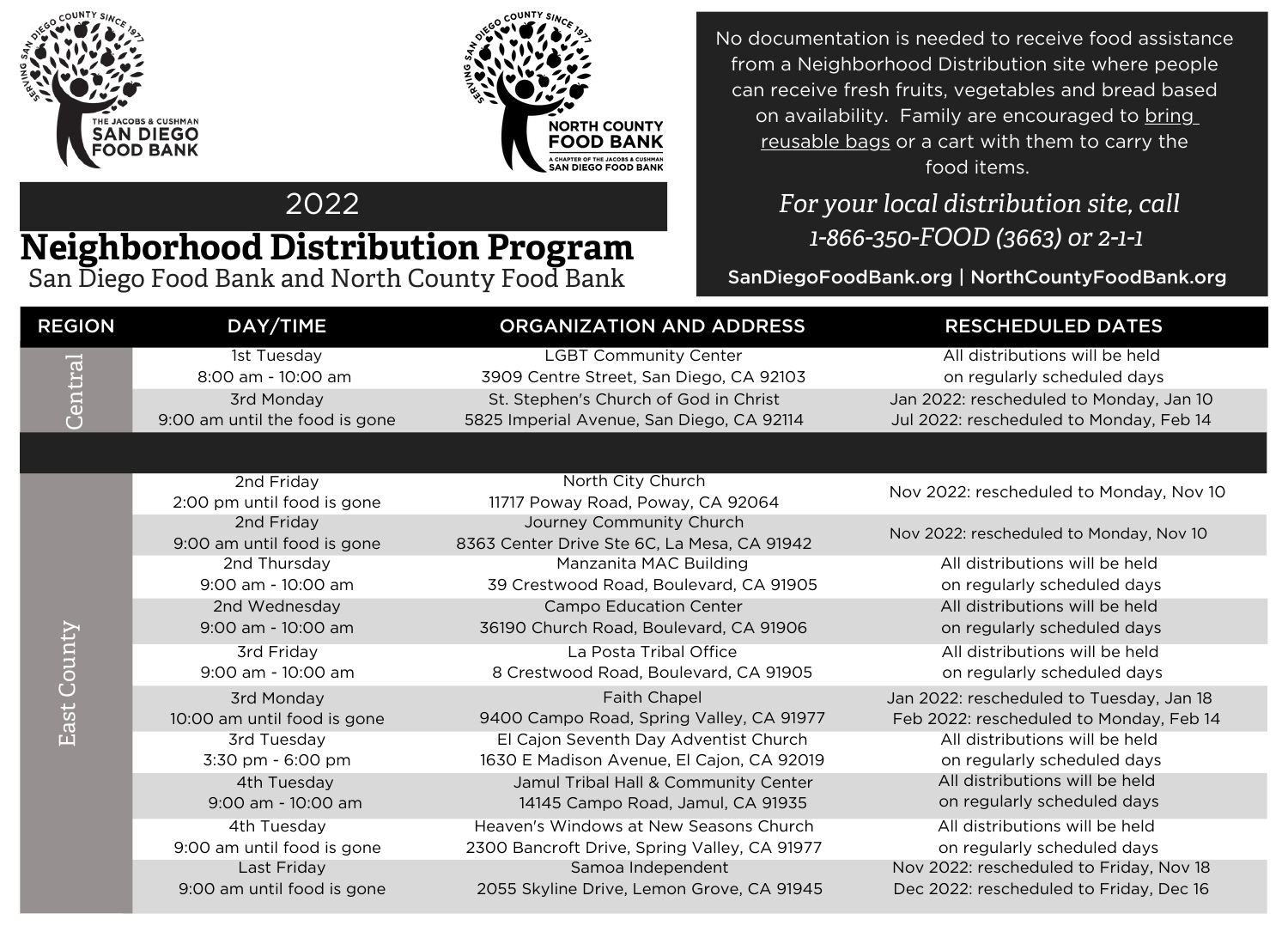THE JACOBS & CUSHMAN SAN DIEGO FOOD BANK — SERVING SAN DIEGO COUNTY SINCE 1977

NORTH COUNTY FOOD BANK — A CHAPTER OF THE JACOBS & CUSHMAN SAN DIEGO FOOD BANK — SERVING SAN DIEGO COUNTY SINCE 1977

2022

# Neighborhood Distribution Program

## San Diego Food Bank and North County Food Bank

No documentation is needed to receive food assistance from a Neighborhood Distribution site where people can receive fresh fruits, vegetables and bread based on availability. Family are encouraged to bring reusable bags or a cart with them to carry the food items.

*For your local distribution site, call 1-866-350-FOOD (3663) or 2-1-1*

**SanDiegoFoodBank.org | NorthCountyFoodBank.org**

| REGION | DAY/TIME | ORGANIZATION AND ADDRESS | RESCHEDULED DATES |
|---|---|---|---|
| Central | 1st Tuesday<br>8:00 am - 10:00 am | LGBT Community Center<br>3909 Centre Street, San Diego, CA 92103 | All distributions will be held on regularly scheduled days |
| Central | 3rd Monday<br>9:00 am until the food is gone | St. Stephen's Church of God in Christ<br>5825 Imperial Avenue, San Diego, CA 92114 | Jan 2022: rescheduled to Monday, Jan 10<br>Jul 2022: rescheduled to Monday, Feb 14 |
| East County | 2nd Friday<br>2:00 pm until food is gone | North City Church<br>11717 Poway Road, Poway, CA 92064 | Nov 2022: rescheduled to Monday, Nov 10 |
| East County | 2nd Friday<br>9:00 am until food is gone | Journey Community Church<br>8363 Center Drive Ste 6C, La Mesa, CA 91942 | Nov 2022: rescheduled to Monday, Nov 10 |
| East County | 2nd Thursday<br>9:00 am - 10:00 am | Manzanita MAC Building<br>39 Crestwood Road, Boulevard, CA 91905 | All distributions will be held on regularly scheduled days |
| East County | 2nd Wednesday<br>9:00 am - 10:00 am | Campo Education Center<br>36190 Church Road, Boulevard, CA 91906 | All distributions will be held on regularly scheduled days |
| East County | 3rd Friday<br>9:00 am - 10:00 am | La Posta Tribal Office<br>8 Crestwood Road, Boulevard, CA 91905 | All distributions will be held on regularly scheduled days |
| East County | 3rd Monday<br>10:00 am until food is gone | Faith Chapel<br>9400 Campo Road, Spring Valley, CA 91977 | Jan 2022: rescheduled to Tuesday, Jan 18<br>Feb 2022: rescheduled to Monday, Feb 14 |
| East County | 3rd Tuesday<br>3:30 pm - 6:00 pm | El Cajon Seventh Day Adventist Church<br>1630 E Madison Avenue, El Cajon, CA 92019 | All distributions will be held on regularly scheduled days |
| East County | 4th Tuesday<br>9:00 am - 10:00 am | Jamul Tribal Hall & Community Center<br>14145 Campo Road, Jamul, CA 91935 | All distributions will be held on regularly scheduled days |
| East County | 4th Tuesday<br>9:00 am until food is gone | Heaven's Windows at New Seasons Church<br>2300 Bancroft Drive, Spring Valley, CA 91977 | All distributions will be held on regularly scheduled days |
| East County | Last Friday<br>9:00 am until food is gone | Samoa Independent<br>2055 Skyline Drive, Lemon Grove, CA 91945 | Nov 2022: rescheduled to Friday, Nov 18<br>Dec 2022: rescheduled to Friday, Dec 16 |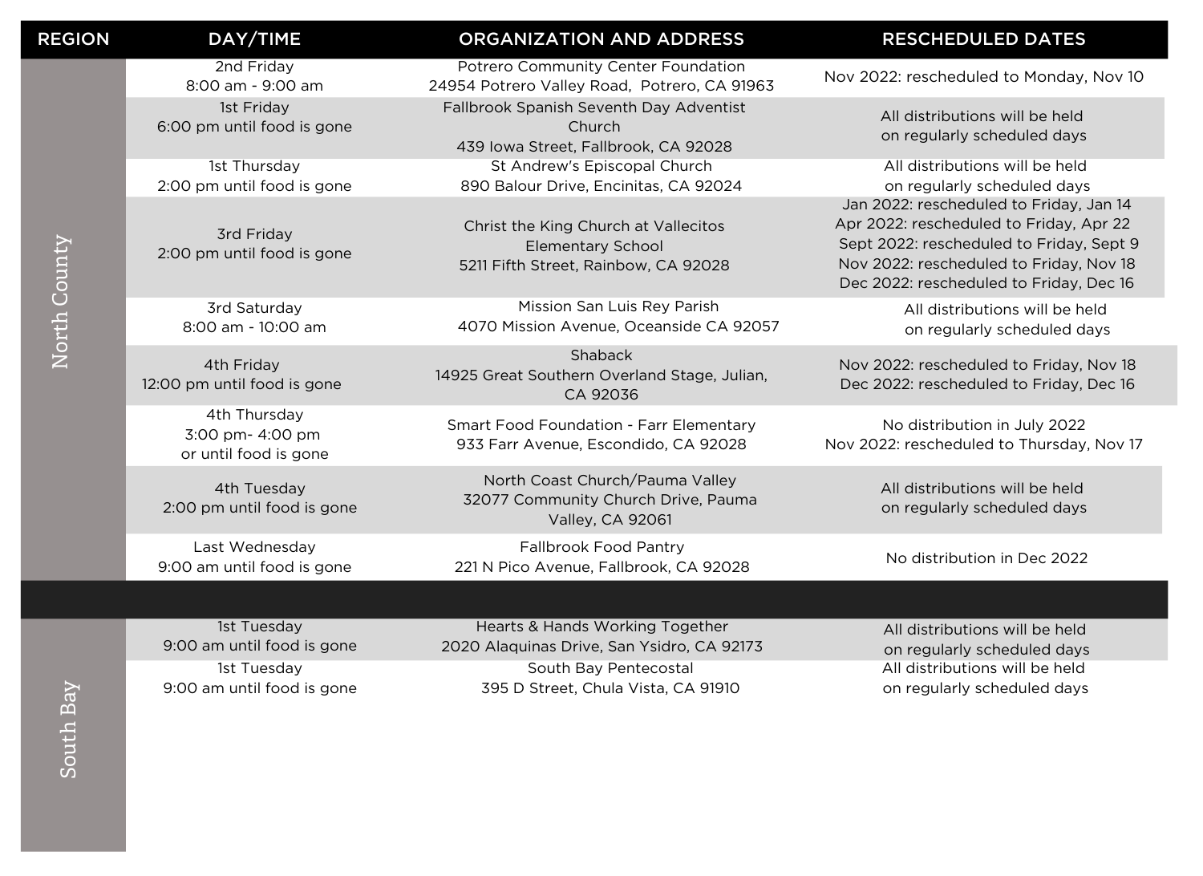| REGION | DAY/TIME | ORGANIZATION AND ADDRESS | RESCHEDULED DATES |
|---|---|---|---|
| North County | 2nd Friday<br>8:00 am - 9:00 am | Potrero Community Center Foundation<br>24954 Potrero Valley Road, Potrero, CA 91963 | Nov 2022: rescheduled to Monday, Nov 10 |
| | 1st Friday<br>6:00 pm until food is gone | Fallbrook Spanish Seventh Day Adventist Church<br>439 Iowa Street, Fallbrook, CA 92028 | All distributions will be held on regularly scheduled days |
| | 1st Thursday<br>2:00 pm until food is gone | St Andrew's Episcopal Church<br>890 Balour Drive, Encinitas, CA 92024 | All distributions will be held on regularly scheduled days |
| | 3rd Friday<br>2:00 pm until food is gone | Christ the King Church at Vallecitos Elementary School<br>5211 Fifth Street, Rainbow, CA 92028 | Jan 2022: rescheduled to Friday, Jan 14<br>Apr 2022: rescheduled to Friday, Apr 22<br>Sept 2022: rescheduled to Friday, Sept 9<br>Nov 2022: rescheduled to Friday, Nov 18<br>Dec 2022: rescheduled to Friday, Dec 16 |
| | 3rd Saturday<br>8:00 am - 10:00 am | Mission San Luis Rey Parish<br>4070 Mission Avenue, Oceanside CA 92057 | All distributions will be held on regularly scheduled days |
| | 4th Friday<br>12:00 pm until food is gone | Shaback<br>14925 Great Southern Overland Stage, Julian, CA 92036 | Nov 2022: rescheduled to Friday, Nov 18<br>Dec 2022: rescheduled to Friday, Dec 16 |
| | 4th Thursday<br>3:00 pm- 4:00 pm<br>or until food is gone | Smart Food Foundation - Farr Elementary<br>933 Farr Avenue, Escondido, CA 92028 | No distribution in July 2022<br>Nov 2022: rescheduled to Thursday, Nov 17 |
| | 4th Tuesday<br>2:00 pm until food is gone | North Coast Church/Pauma Valley<br>32077 Community Church Drive, Pauma Valley, CA 92061 | All distributions will be held on regularly scheduled days |
| | Last Wednesday<br>9:00 am until food is gone | Fallbrook Food Pantry<br>221 N Pico Avenue, Fallbrook, CA 92028 | No distribution in Dec 2022 |
| South Bay | 1st Tuesday<br>9:00 am until food is gone | Hearts & Hands Working Together<br>2020 Alaquinas Drive, San Ysidro, CA 92173 | All distributions will be held on regularly scheduled days |
| | 1st Tuesday<br>9:00 am until food is gone | South Bay Pentecostal<br>395 D Street, Chula Vista, CA 91910 | All distributions will be held on regularly scheduled days |